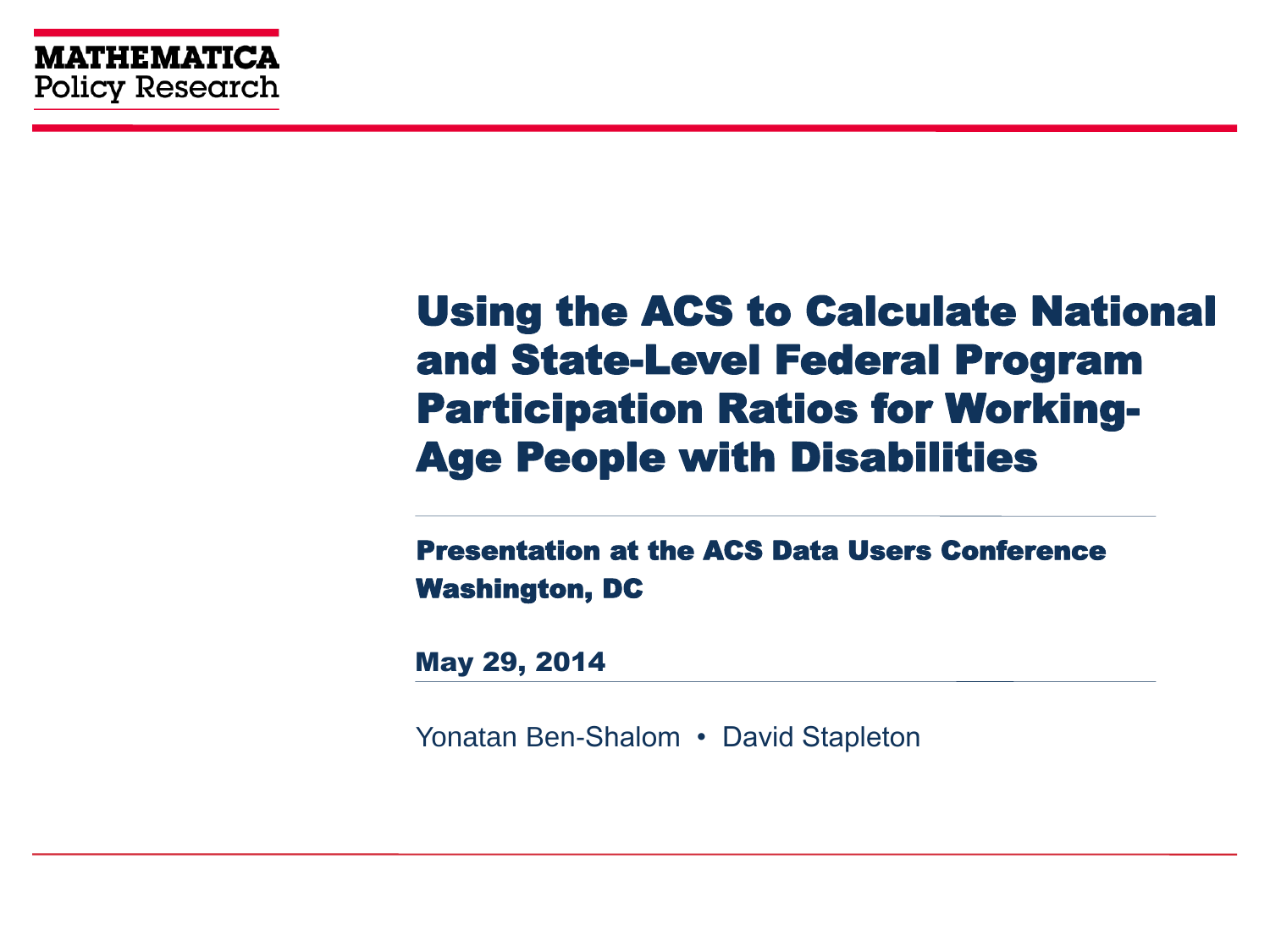MATHEMATICA
Policy Research

# Using the ACS to Calculate National and State-Level Federal Program Participation Ratios for Working-Age People with Disabilities

**Presentation at the ACS Data Users Conference**
**Washington, DC**

**May 29, 2014**

Yonatan Ben-Shalom • David Stapleton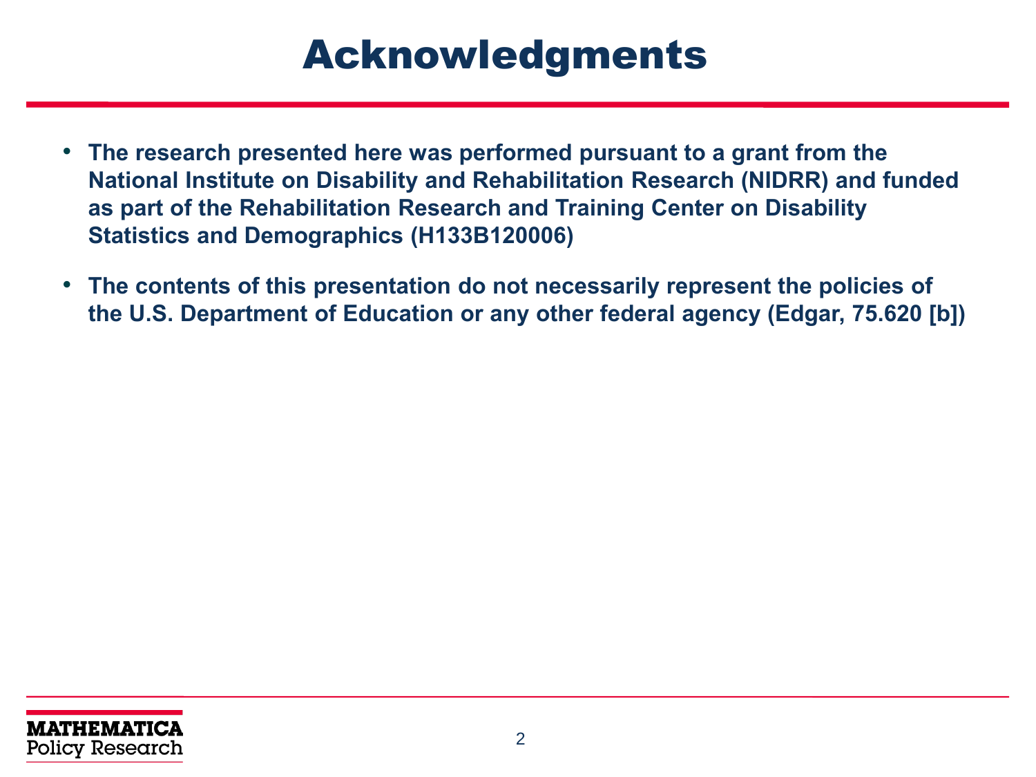# Acknowledgments

- The research presented here was performed pursuant to a grant from the National Institute on Disability and Rehabilitation Research (NIDRR) and funded as part of the Rehabilitation Research and Training Center on Disability Statistics and Demographics (H133B120006)
- The contents of this presentation do not necessarily represent the policies of the U.S. Department of Education or any other federal agency (Edgar, 75.620 [b])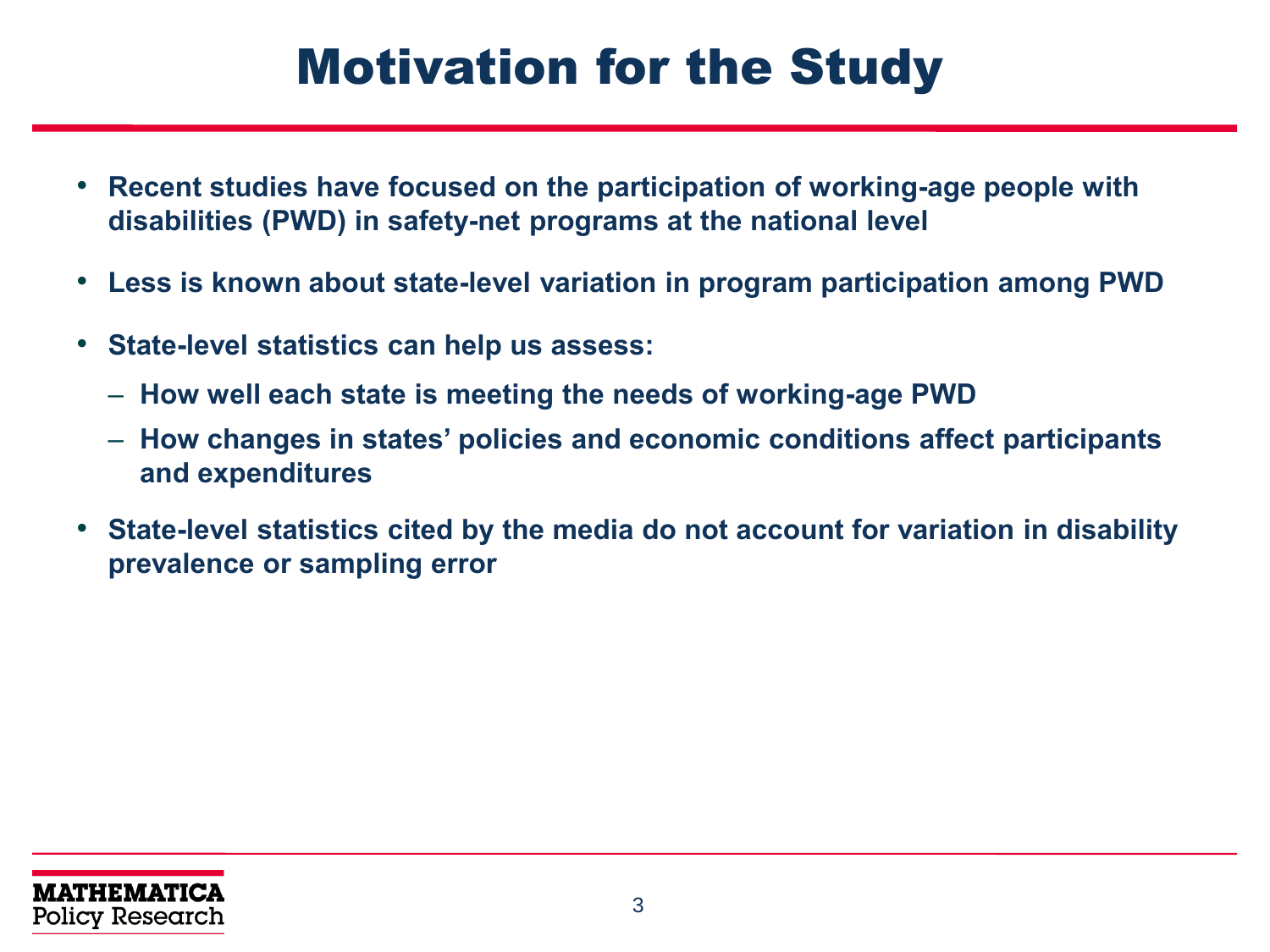# Motivation for the Study

- Recent studies have focused on the participation of working-age people with disabilities (PWD) in safety-net programs at the national level
- Less is known about state-level variation in program participation among PWD
- State-level statistics can help us assess:
  - How well each state is meeting the needs of working-age PWD
  - How changes in states' policies and economic conditions affect participants and expenditures
- State-level statistics cited by the media do not account for variation in disability prevalence or sampling error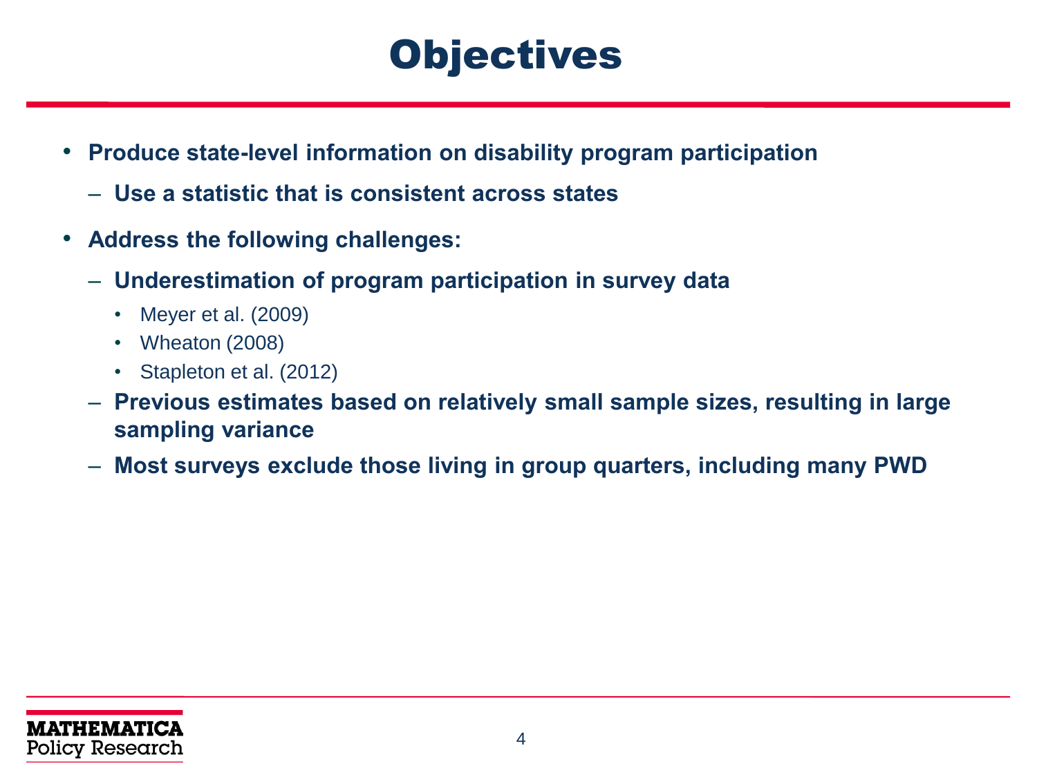# Objectives

- **Produce state-level information on disability program participation**
  - **Use a statistic that is consistent across states**
- **Address the following challenges:**
  - **Underestimation of program participation in survey data**
    - Meyer et al. (2009)
    - Wheaton (2008)
    - Stapleton et al. (2012)
  - **Previous estimates based on relatively small sample sizes, resulting in large sampling variance**
  - **Most surveys exclude those living in group quarters, including many PWD**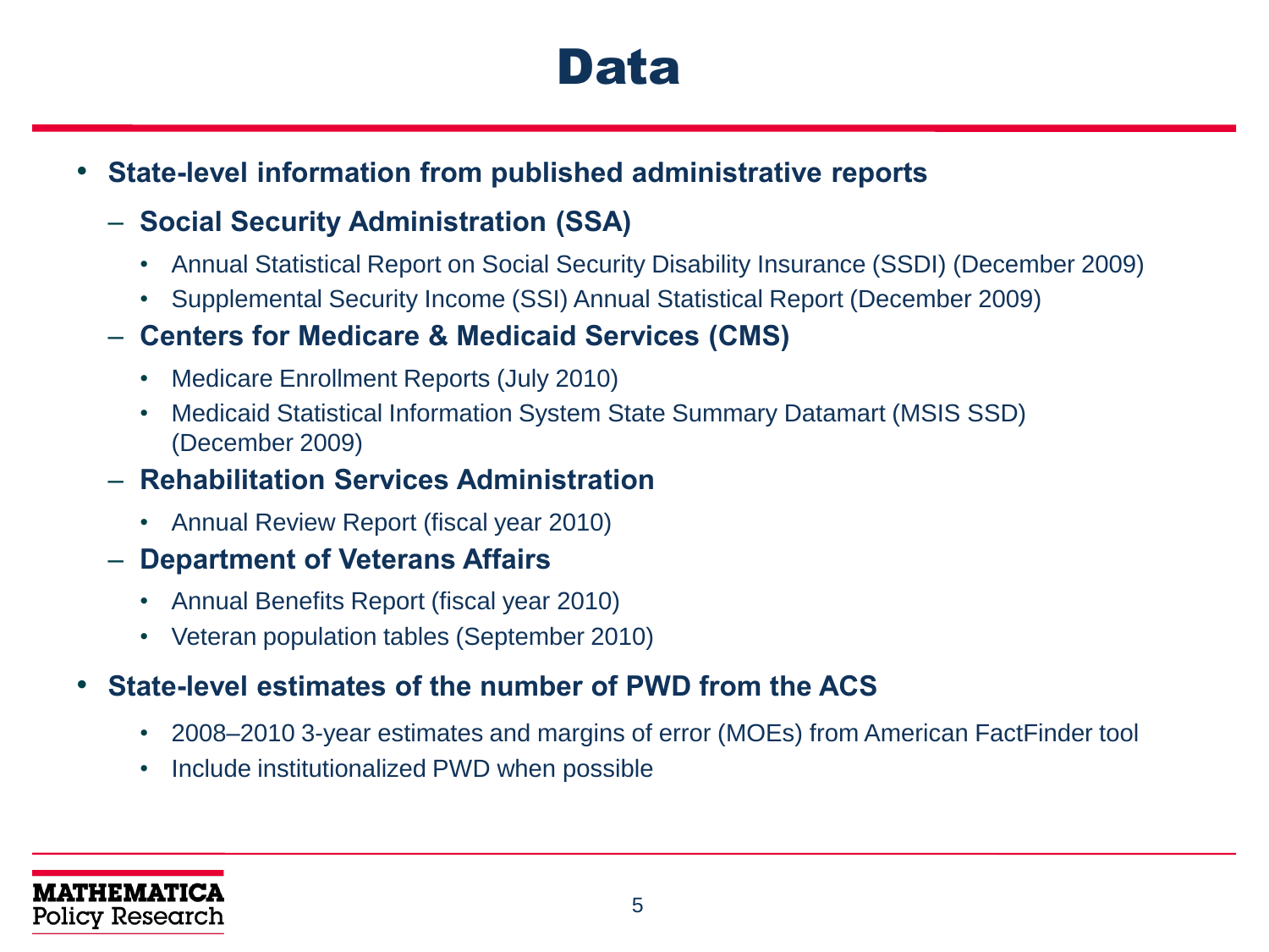# Data

- **State-level information from published administrative reports**
  - **Social Security Administration (SSA)**
    - Annual Statistical Report on Social Security Disability Insurance (SSDI) (December 2009)
    - Supplemental Security Income (SSI) Annual Statistical Report (December 2009)
  - **Centers for Medicare & Medicaid Services (CMS)**
    - Medicare Enrollment Reports (July 2010)
    - Medicaid Statistical Information System State Summary Datamart (MSIS SSD) (December 2009)
  - **Rehabilitation Services Administration**
    - Annual Review Report (fiscal year 2010)
  - **Department of Veterans Affairs**
    - Annual Benefits Report (fiscal year 2010)
    - Veteran population tables (September 2010)
- **State-level estimates of the number of PWD from the ACS**
  - 2008–2010 3-year estimates and margins of error (MOEs) from American FactFinder tool
  - Include institutionalized PWD when possible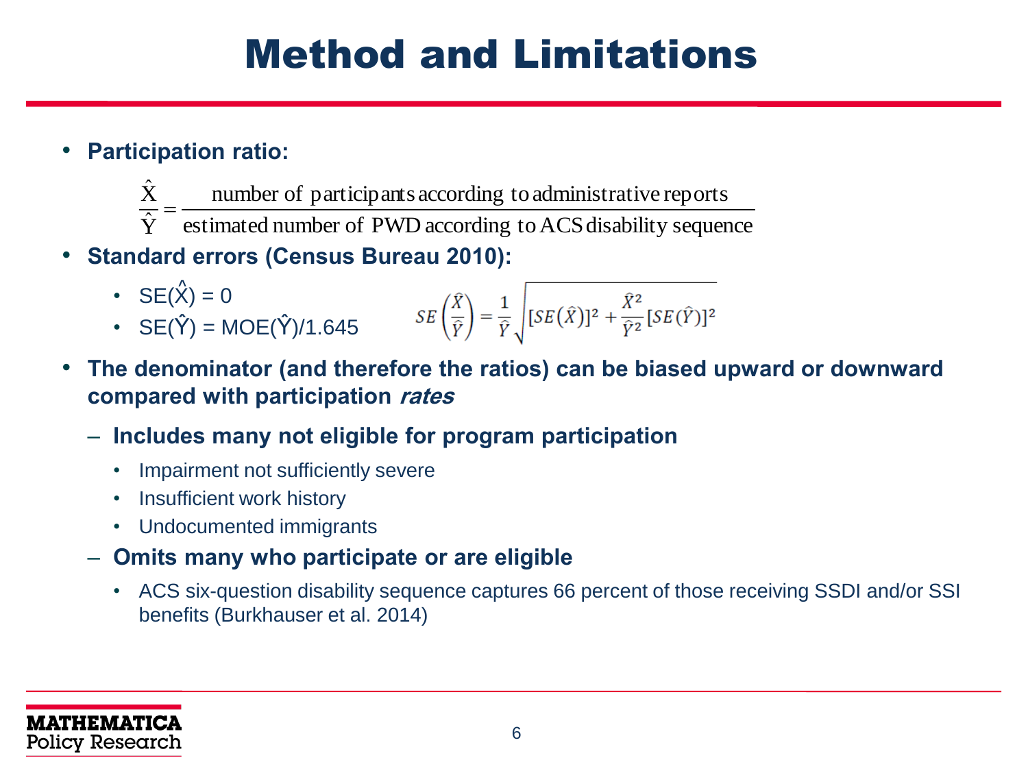# Method and Limitations

- **Participation ratio:**

$$\frac{\hat{X}}{\hat{Y}} = \frac{\text{number of participants according to administrative reports}}{\text{estimated number of PWD according to ACS disability sequence}}$$

- **Standard errors (Census Bureau 2010):**
  - $SE(\hat{X}) = 0$
  - $SE(\hat{Y}) = MOE(\hat{Y})/1.645$

$$SE\left(\frac{\hat{X}}{\hat{Y}}\right) = \frac{1}{\hat{Y}}\sqrt{[SE(\hat{X})]^2 + \frac{\hat{X}^2}{\hat{Y}^2}[SE(\hat{Y})]^2}$$

- **The denominator (and therefore the ratios) can be biased upward or downward compared with participation *rates***
  - **Includes many not eligible for program participation**
    - Impairment not sufficiently severe
    - Insufficient work history
    - Undocumented immigrants
  - **Omits many who participate or are eligible**
    - ACS six-question disability sequence captures 66 percent of those receiving SSDI and/or SSI benefits (Burkhauser et al. 2014)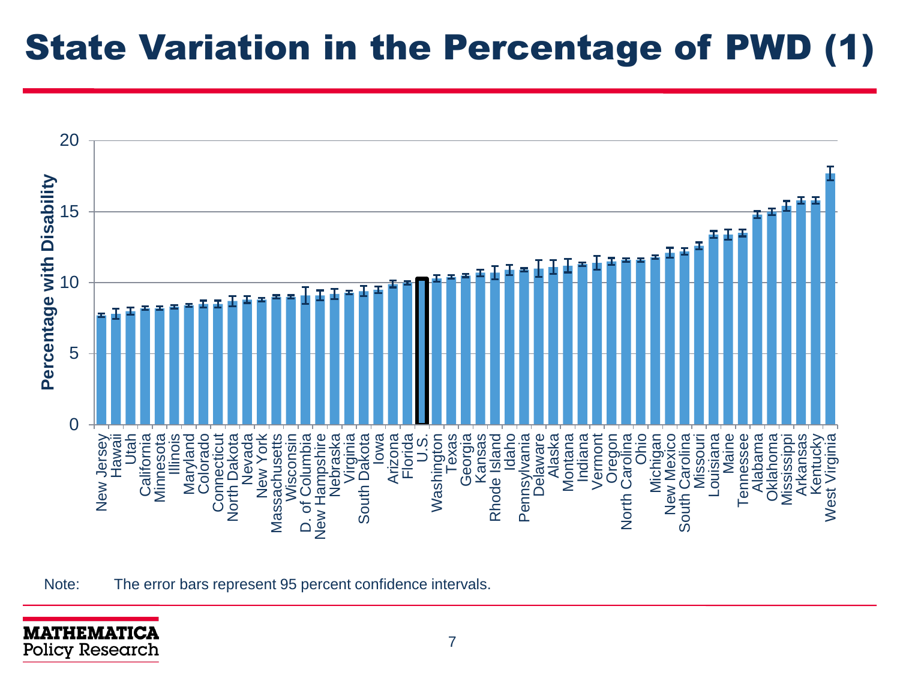# State Variation in the Percentage of PWD (1)

Percentage with Disability

20

15

10

5

0

New Jersey, Hawaii, Utah, California, Minnesota, Illinois, Maryland, Colorado, Connecticut, North Dakota, Nevada, New York, Massachusetts, Wisconsin, D. of Columbia, New Hampshire, Nebraska, Virginia, South Dakota, Iowa, Arizona, Florida, U.S., Washington, Texas, Georgia, Kansas, Rhode Island, Idaho, Pennsylvania, Delaware, Alaska, Montana, Indiana, Vermont, Oregon, North Carolina, Ohio, Michigan, New Mexico, South Carolina, Missouri, Louisiana, Maine, Tennessee, Alabama, Oklahoma, Mississippi, Arkansas, Kentucky, West Virginia

Note: The error bars represent 95 percent confidence intervals.

MATHEMATICA Policy Research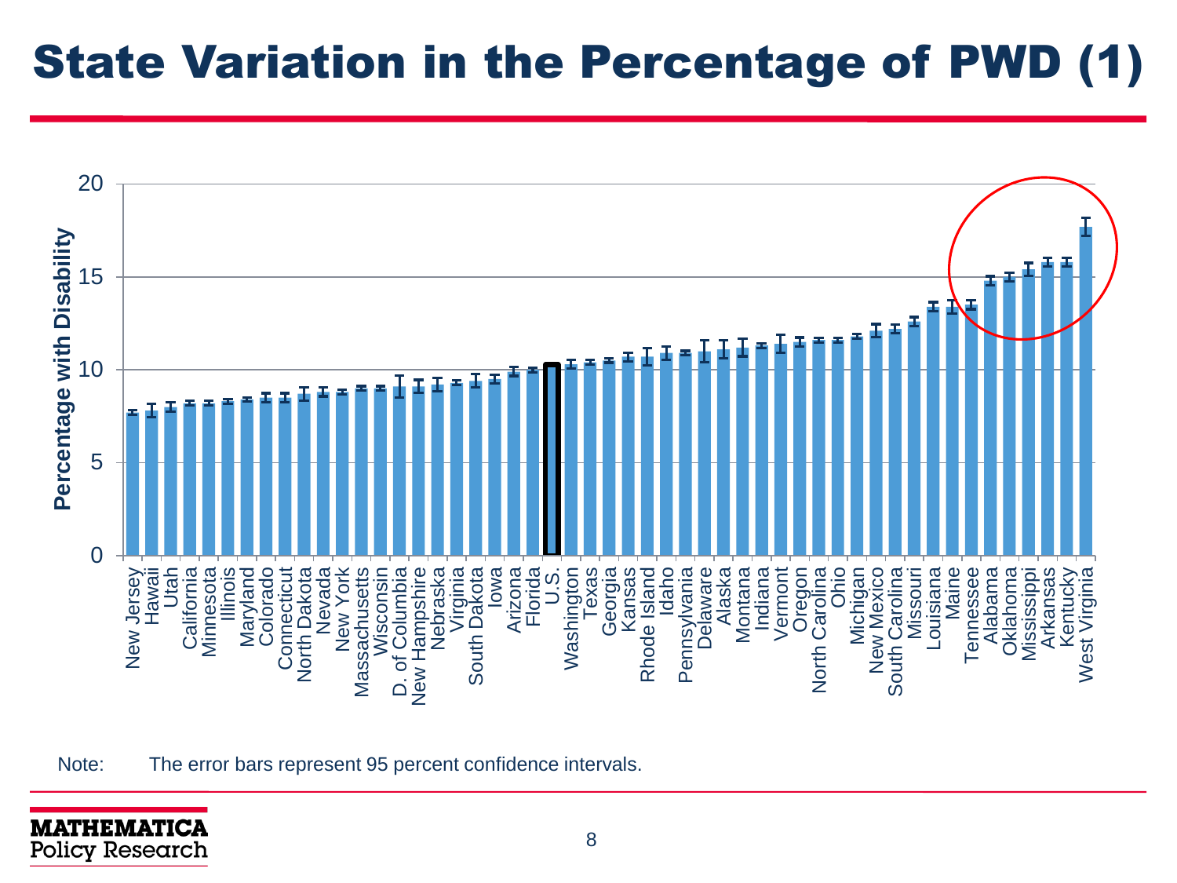# State Variation in the Percentage of PWD (1)

| State | Percentage with Disability (approx.) |
|---|---|
| New Jersey | 7.7 |
| Hawaii | 7.8 |
| Utah | 8.0 |
| California | 8.2 |
| Minnesota | 8.2 |
| Illinois | 8.3 |
| Maryland | 8.4 |
| Colorado | 8.5 |
| Connecticut | 8.5 |
| North Dakota | 8.7 |
| Nevada | 8.8 |
| New York | 8.8 |
| Massachusetts | 9.0 |
| Wisconsin | 9.0 |
| D. of Columbia | 9.1 |
| New Hampshire | 9.1 |
| Nebraska | 9.2 |
| Virginia | 9.3 |
| South Dakota | 9.4 |
| Iowa | 9.5 |
| Arizona | 9.9 |
| Florida | 10.0 |
| U.S. | 10.3 |
| Washington | 10.3 |
| Texas | 10.4 |
| Georgia | 10.5 |
| Kansas | 10.7 |
| Rhode Island | 10.7 |
| Idaho | 10.9 |
| Pennsylvania | 10.9 |
| Delaware | 11.0 |
| Alaska | 11.1 |
| Montana | 11.2 |
| Indiana | 11.3 |
| Vermont | 11.4 |
| Oregon | 11.5 |
| North Carolina | 11.6 |
| Ohio | 11.6 |
| Michigan | 11.8 |
| New Mexico | 12.1 |
| South Carolina | 12.2 |
| Missouri | 12.6 |
| Louisiana | 13.4 |
| Maine | 13.4 |
| Tennessee | 13.5 |
| Alabama | 14.8 |
| Oklahoma | 15.0 |
| Mississippi | 15.4 |
| Arkansas | 15.8 |
| Kentucky | 15.8 |
| West Virginia | 17.7 |

Note: The error bars represent 95 percent confidence intervals.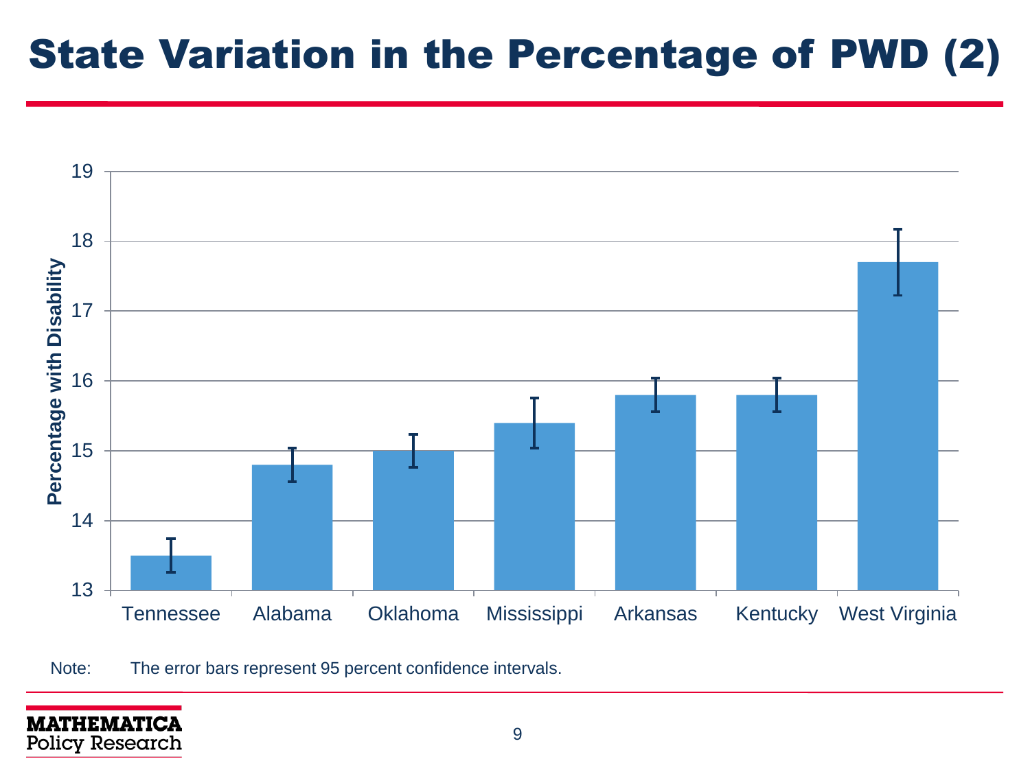# State Variation in the Percentage of PWD (2)

| State | Percentage with Disability |
|---|---|
| Tennessee | 13.5 |
| Alabama | 14.8 |
| Oklahoma | 15.0 |
| Mississippi | 15.4 |
| Arkansas | 15.8 |
| Kentucky | 15.8 |
| West Virginia | 17.7 |

Note: The error bars represent 95 percent confidence intervals.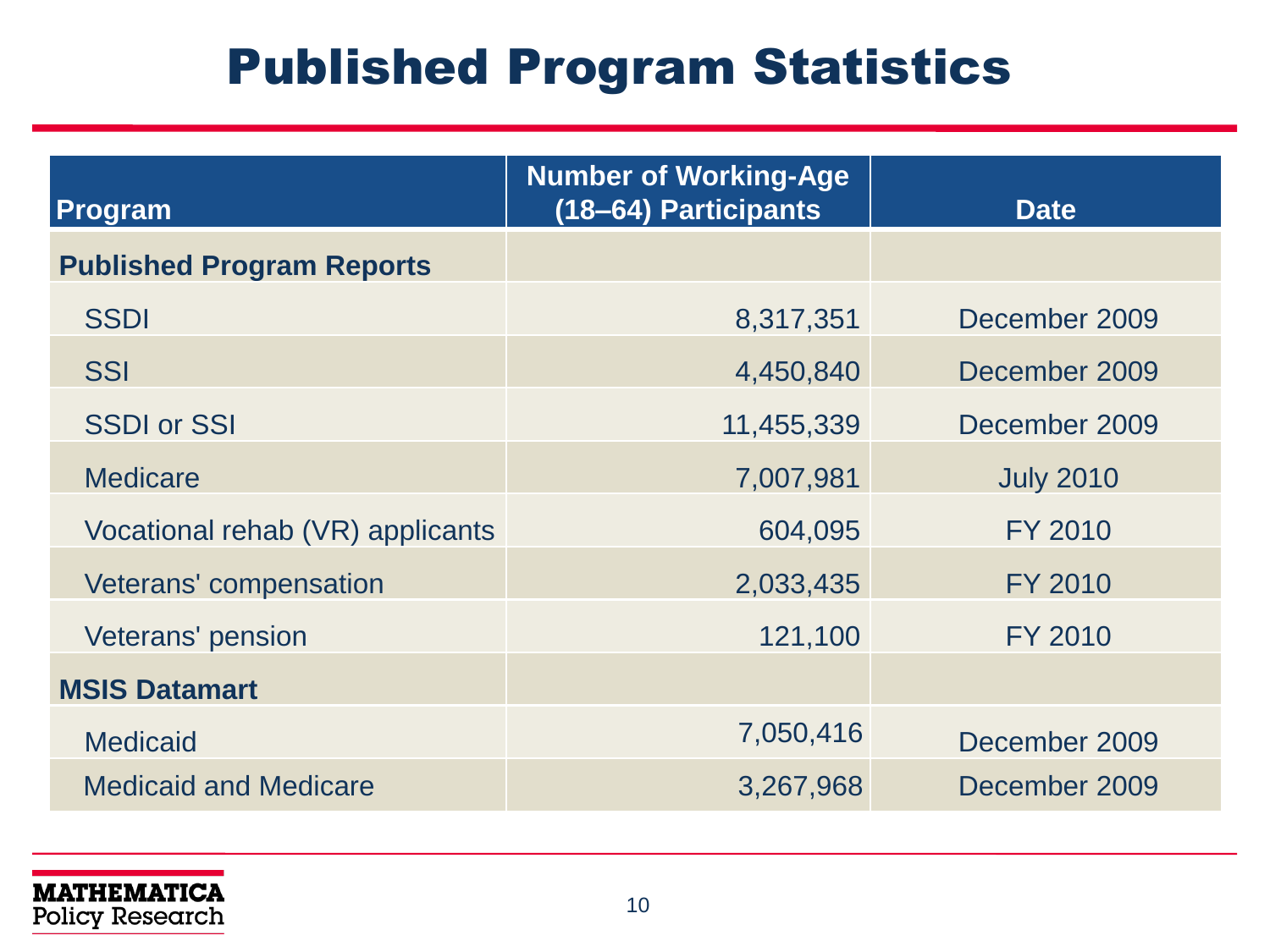# Published Program Statistics

| Program | Number of Working-Age (18–64) Participants | Date |
|---|---|---|
| **Published Program Reports** | | |
| SSDI | 8,317,351 | December 2009 |
| SSI | 4,450,840 | December 2009 |
| SSDI or SSI | 11,455,339 | December 2009 |
| Medicare | 7,007,981 | July 2010 |
| Vocational rehab (VR) applicants | 604,095 | FY 2010 |
| Veterans' compensation | 2,033,435 | FY 2010 |
| Veterans' pension | 121,100 | FY 2010 |
| **MSIS Datamart** | | |
| Medicaid | 7,050,416 | December 2009 |
| Medicaid and Medicare | 3,267,968 | December 2009 |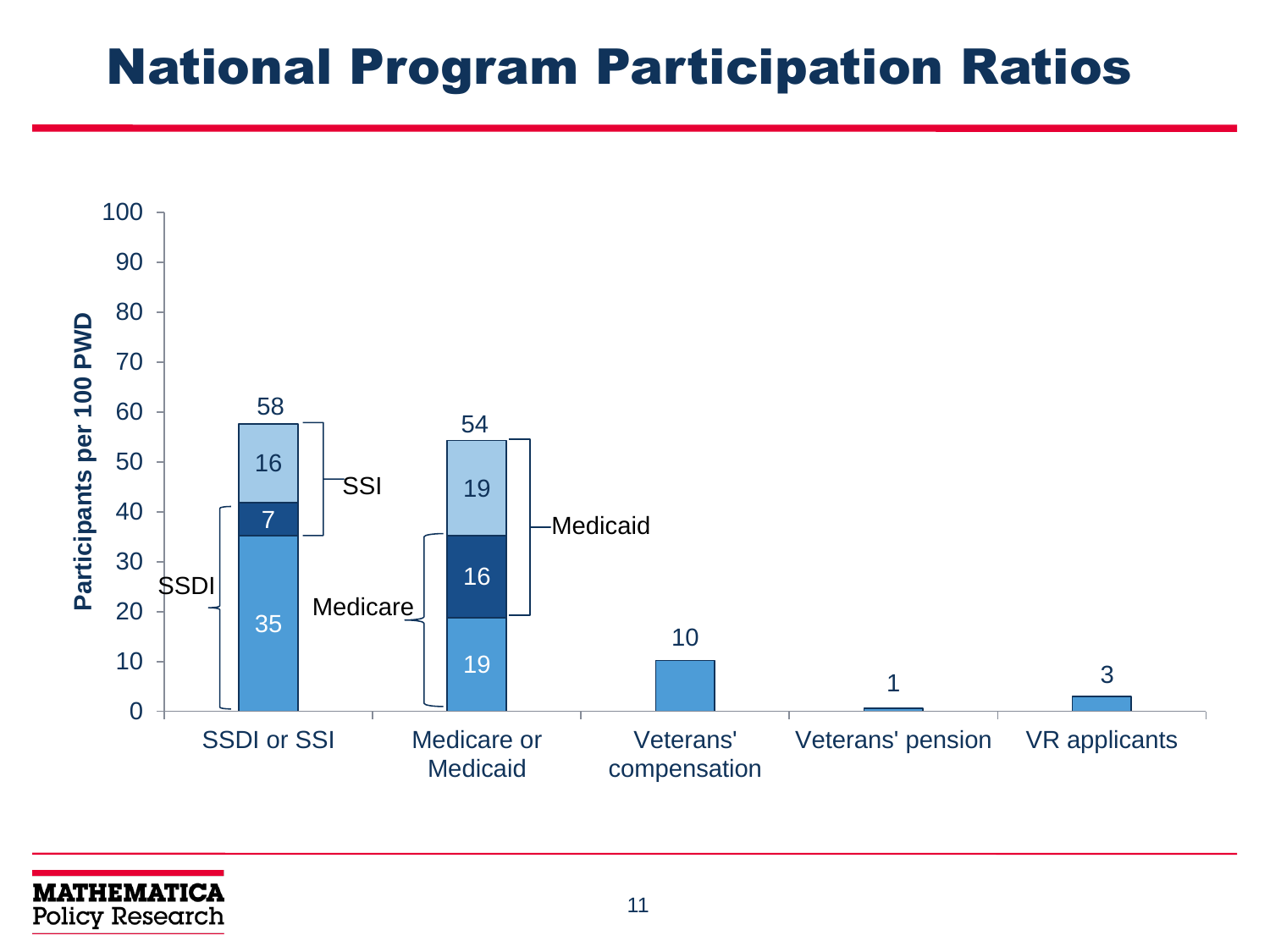# National Program Participation Ratios

| Program | Participants per 100 PWD |
|---|---|
| SSDI or SSI | 58 (SSDI only: 35; SSDI and SSI: 7; SSI only: 16) |
| Medicare or Medicaid | 54 (Medicare only: 19; Medicare and Medicaid: 16; Medicaid only: 19) |
| Veterans' compensation | 10 |
| Veterans' pension | 1 |
| VR applicants | 3 |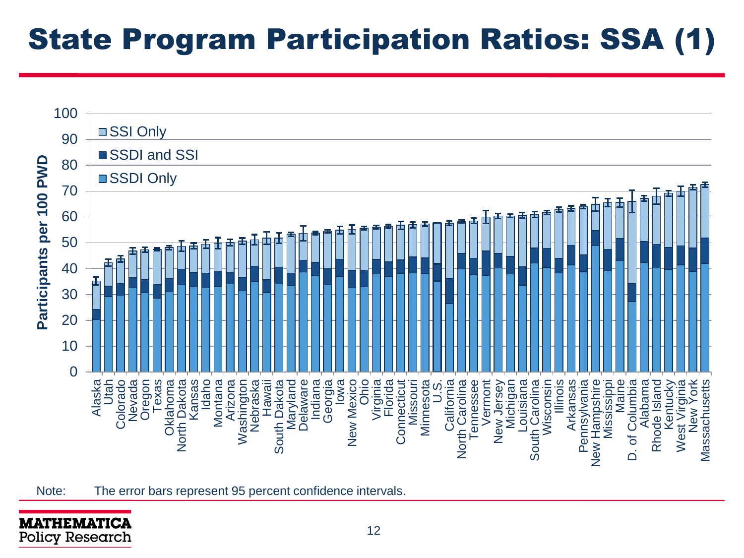# State Program Participation Ratios: SSA (1)

Participants per 100 PWD

- SSI Only
- SSDI and SSI
- SSDI Only

Alaska, Utah, Colorado, Nevada, Oregon, Texas, Oklahoma, North Dakota, Kansas, Idaho, Montana, Arizona, Washington, Nebraska, Hawaii, South Dakota, Maryland, Delaware, Indiana, Georgia, Iowa, New Mexico, Ohio, Virginia, Florida, Connecticut, Missouri, Minnesota, U.S., California, North Carolina, Tennessee, Vermont, New Jersey, Michigan, Louisiana, South Carolina, Wisconsin, Illinois, Arkansas, Pennsylvania, New Hampshire, Mississippi, Maine, D. of Columbia, Alabama, Rhode Island, Kentucky, West Virginia, New York, Massachusetts

Note: The error bars represent 95 percent confidence intervals.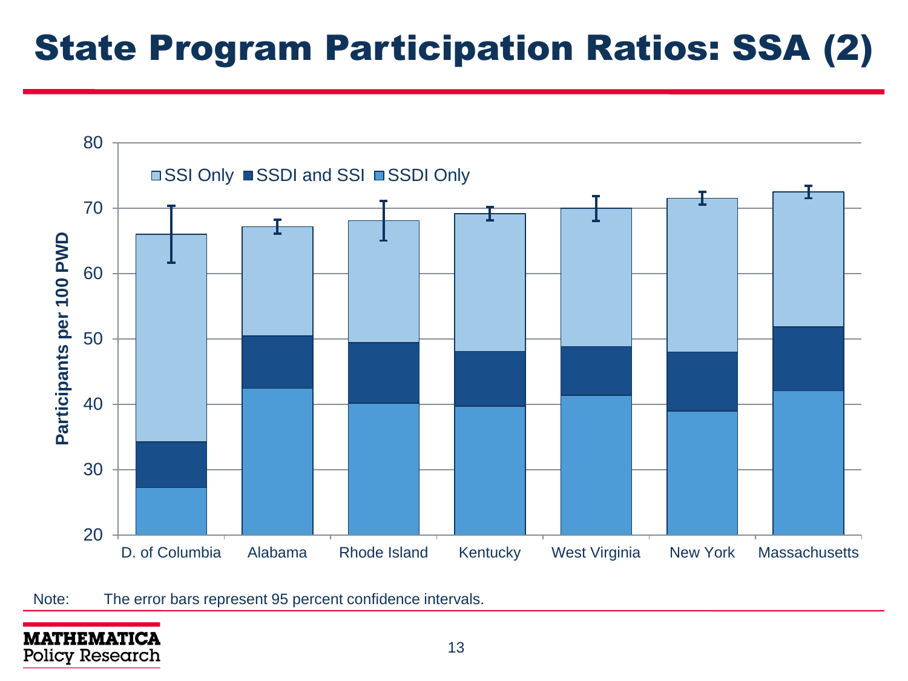# State Program Participation Ratios: SSA (2)

Participants per 100 PWD

SSI Only | SSDI and SSI | SSDI Only

80, 70, 60, 50, 40, 30, 20

D. of Columbia | Alabama | Rhode Island | Kentucky | West Virginia | New York | Massachusetts

Note: The error bars represent 95 percent confidence intervals.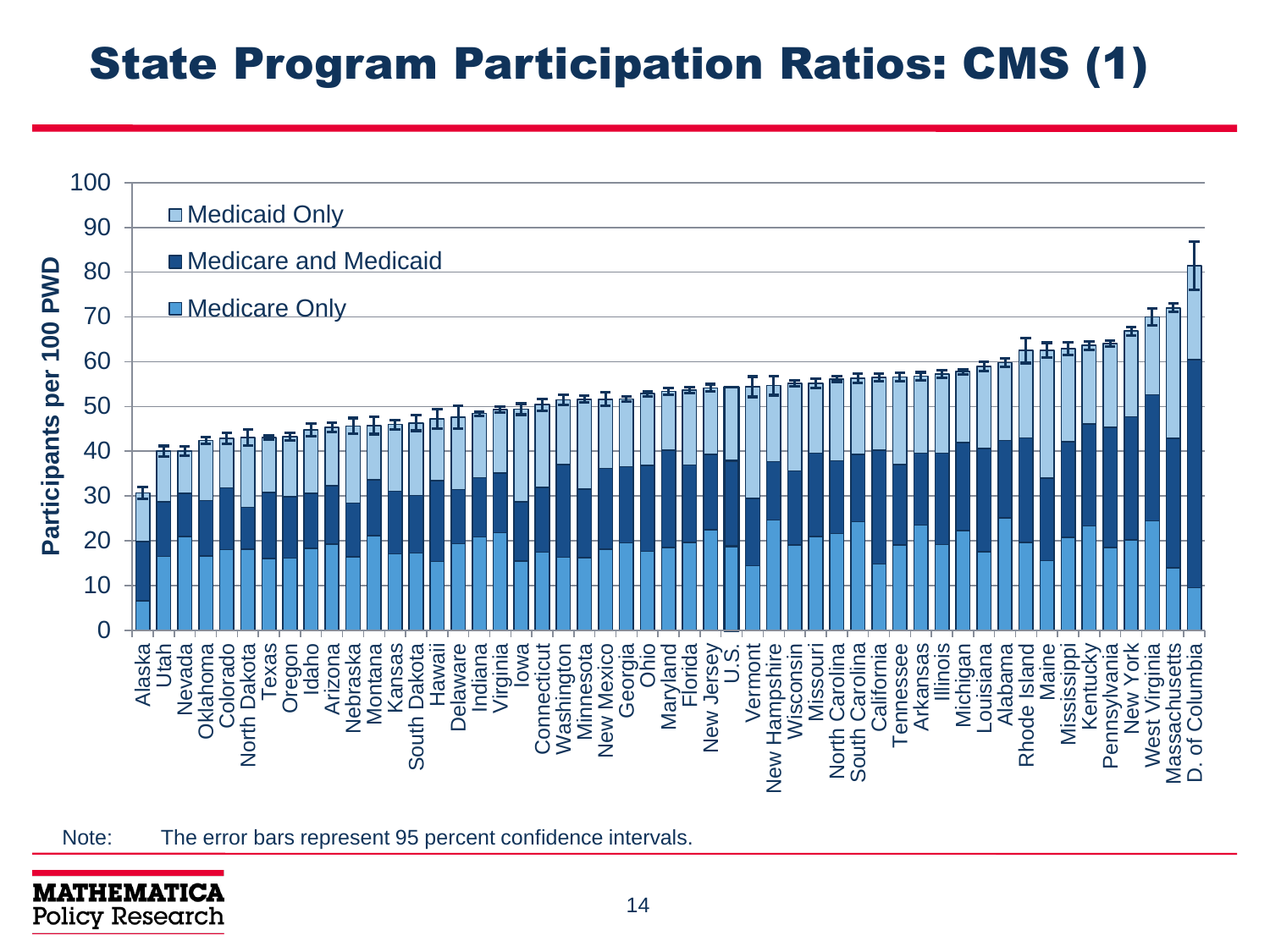# State Program Participation Ratios: CMS (1)

Participants per 100 PWD

- Medicaid Only
- Medicare and Medicaid
- Medicare Only

Alaska, Utah, Nevada, Oklahoma, Colorado, North Dakota, Texas, Oregon, Idaho, Arizona, Nebraska, Montana, Kansas, South Dakota, Hawaii, Delaware, Indiana, Virginia, Iowa, Connecticut, Washington, Minnesota, New Mexico, Georgia, Ohio, Maryland, Florida, New Jersey, U.S., Vermont, New Hampshire, Wisconsin, Missouri, North Carolina, South Carolina, California, Tennessee, Arkansas, Illinois, Michigan, Louisiana, Alabama, Rhode Island, Maine, Mississippi, Kentucky, Pennsylvania, New York, West Virginia, Massachusetts, D. of Columbia

Note: The error bars represent 95 percent confidence intervals.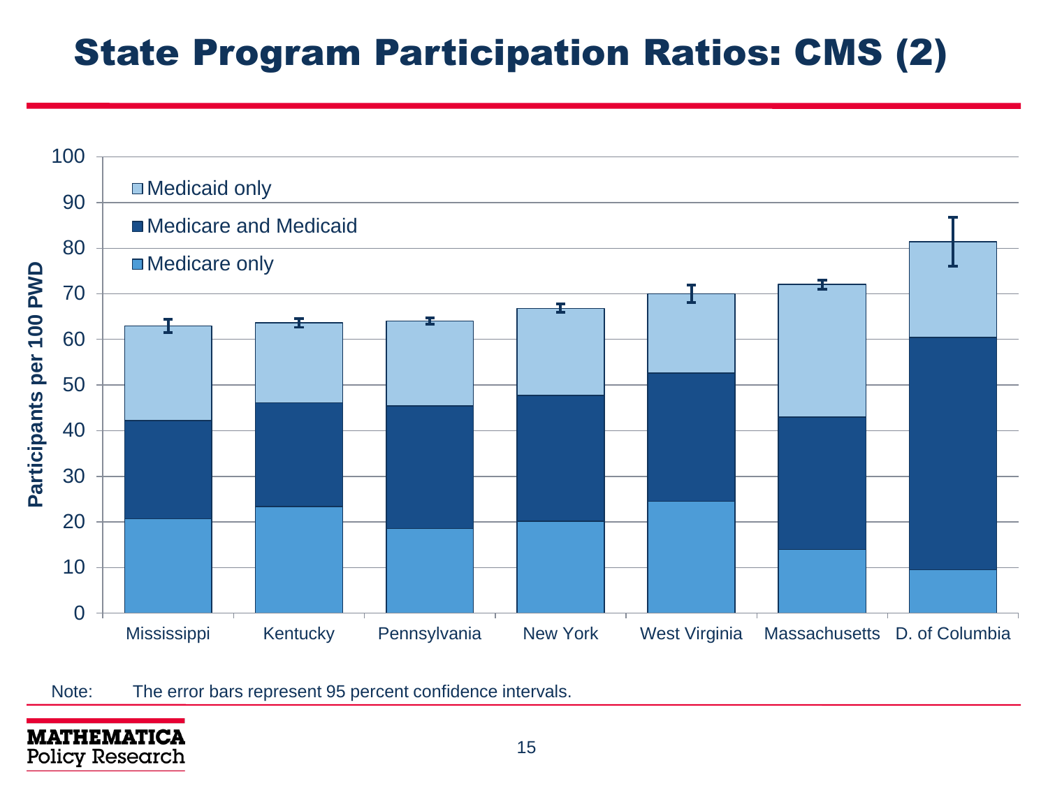# State Program Participation Ratios: CMS (2)

Participants per 100 PWD

- Medicaid only
- Medicare and Medicaid
- Medicare only

Mississippi, Kentucky, Pennsylvania, New York, West Virginia, Massachusetts, D. of Columbia

Note: The error bars represent 95 percent confidence intervals.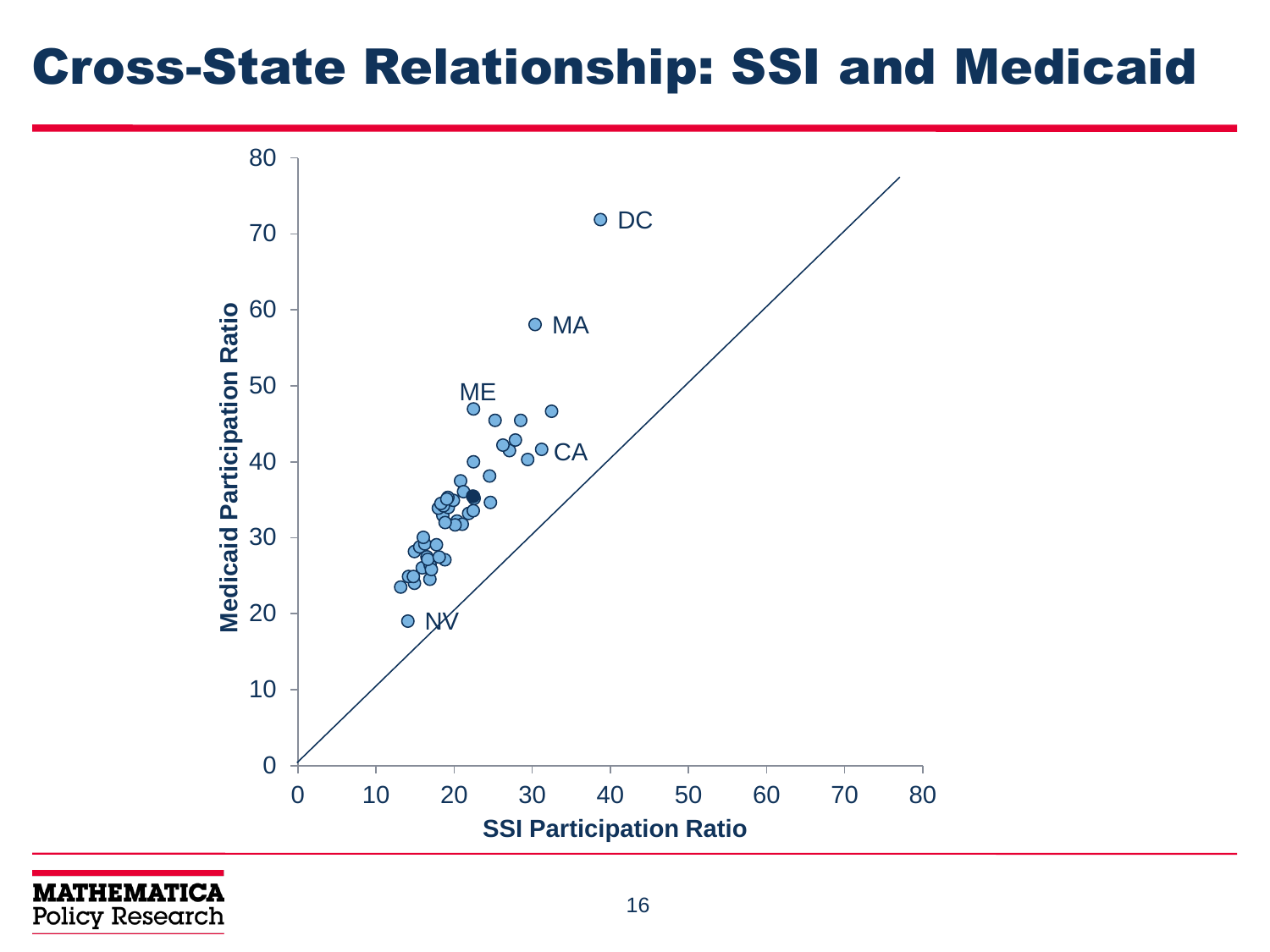# Cross-State Relationship: SSI and Medicaid

Medicaid Participation Ratio

SSI Participation Ratio

DC

MA

ME

CA

NV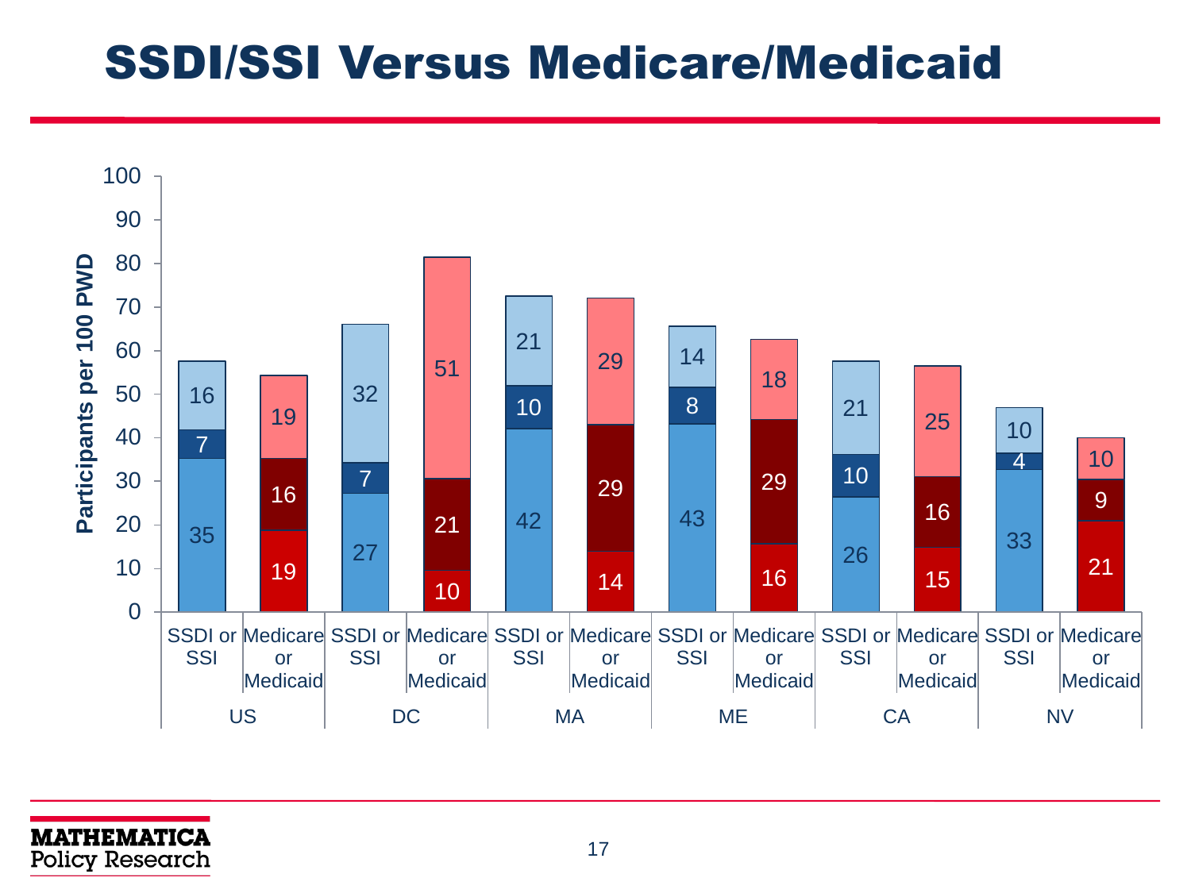# SSDI/SSI Versus Medicare/Medicaid

| Region | Program | Bottom segment | Middle segment | Top segment |
|---|---|---|---|---|
| US | SSDI or SSI | 35 | 7 | 16 |
| US | Medicare or Medicaid | 19 | 16 | 19 |
| DC | SSDI or SSI | 27 | 7 | 32 |
| DC | Medicare or Medicaid | 10 | 21 | 51 |
| MA | SSDI or SSI | 42 | 10 | 21 |
| MA | Medicare or Medicaid | 14 | 29 | 29 |
| ME | SSDI or SSI | 43 | 8 | 14 |
| ME | Medicare or Medicaid | 16 | 29 | 18 |
| CA | SSDI or SSI | 26 | 10 | 21 |
| CA | Medicare or Medicaid | 15 | 16 | 25 |
| NV | SSDI or SSI | 33 | 4 | 10 |
| NV | Medicare or Medicaid | 21 | 9 | 10 |

Y-axis: Participants per 100 PWD (0–100)

MATHEMATICA Policy Research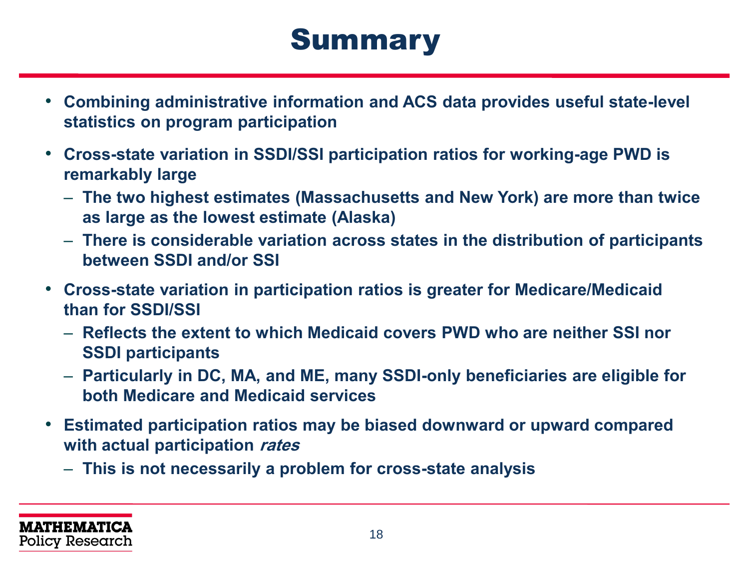# Summary

- **Combining administrative information and ACS data provides useful state-level statistics on program participation**
- **Cross-state variation in SSDI/SSI participation ratios for working-age PWD is remarkably large**
  - **The two highest estimates (Massachusetts and New York) are more than twice as large as the lowest estimate (Alaska)**
  - **There is considerable variation across states in the distribution of participants between SSDI and/or SSI**
- **Cross-state variation in participation ratios is greater for Medicare/Medicaid than for SSDI/SSI**
  - **Reflects the extent to which Medicaid covers PWD who are neither SSI nor SSDI participants**
  - **Particularly in DC, MA, and ME, many SSDI-only beneficiaries are eligible for both Medicare and Medicaid services**
- **Estimated participation ratios may be biased downward or upward compared with actual participation *rates***
  - **This is not necessarily a problem for cross-state analysis**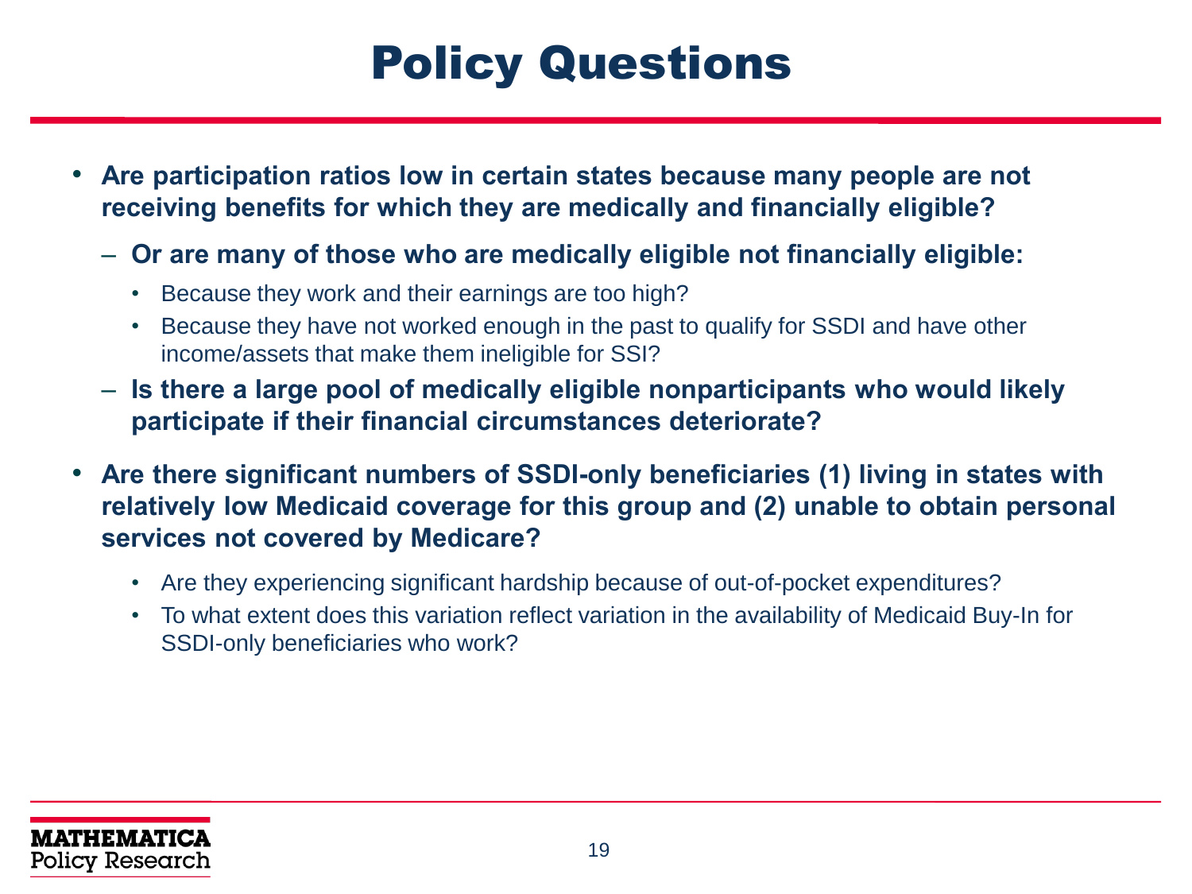# Policy Questions

- **Are participation ratios low in certain states because many people are not receiving benefits for which they are medically and financially eligible?**
  - **Or are many of those who are medically eligible not financially eligible:**
    - Because they work and their earnings are too high?
    - Because they have not worked enough in the past to qualify for SSDI and have other income/assets that make them ineligible for SSI?
  - **Is there a large pool of medically eligible nonparticipants who would likely participate if their financial circumstances deteriorate?**
- **Are there significant numbers of SSDI-only beneficiaries (1) living in states with relatively low Medicaid coverage for this group and (2) unable to obtain personal services not covered by Medicare?**
    - Are they experiencing significant hardship because of out-of-pocket expenditures?
    - To what extent does this variation reflect variation in the availability of Medicaid Buy-In for SSDI-only beneficiaries who work?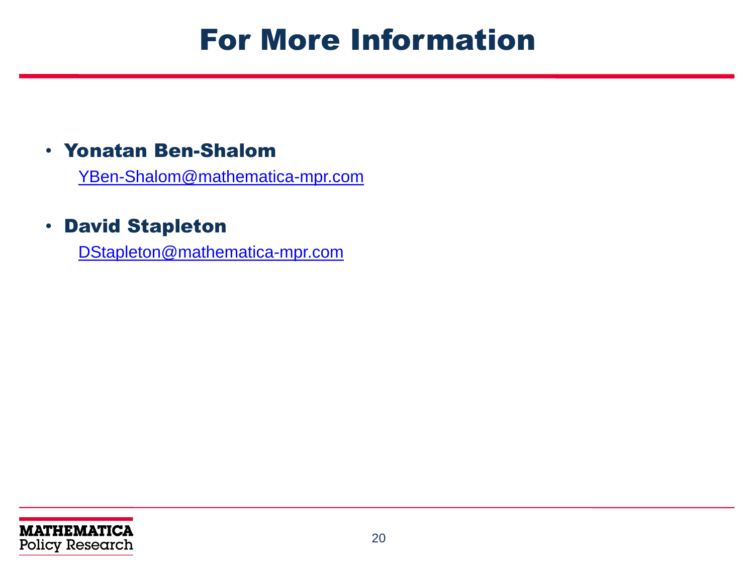# For More Information

- **Yonatan Ben-Shalom**

  YBen-Shalom@mathematica-mpr.com

- **David Stapleton**

  DStapleton@mathematica-mpr.com

MATHEMATICA
Policy Research